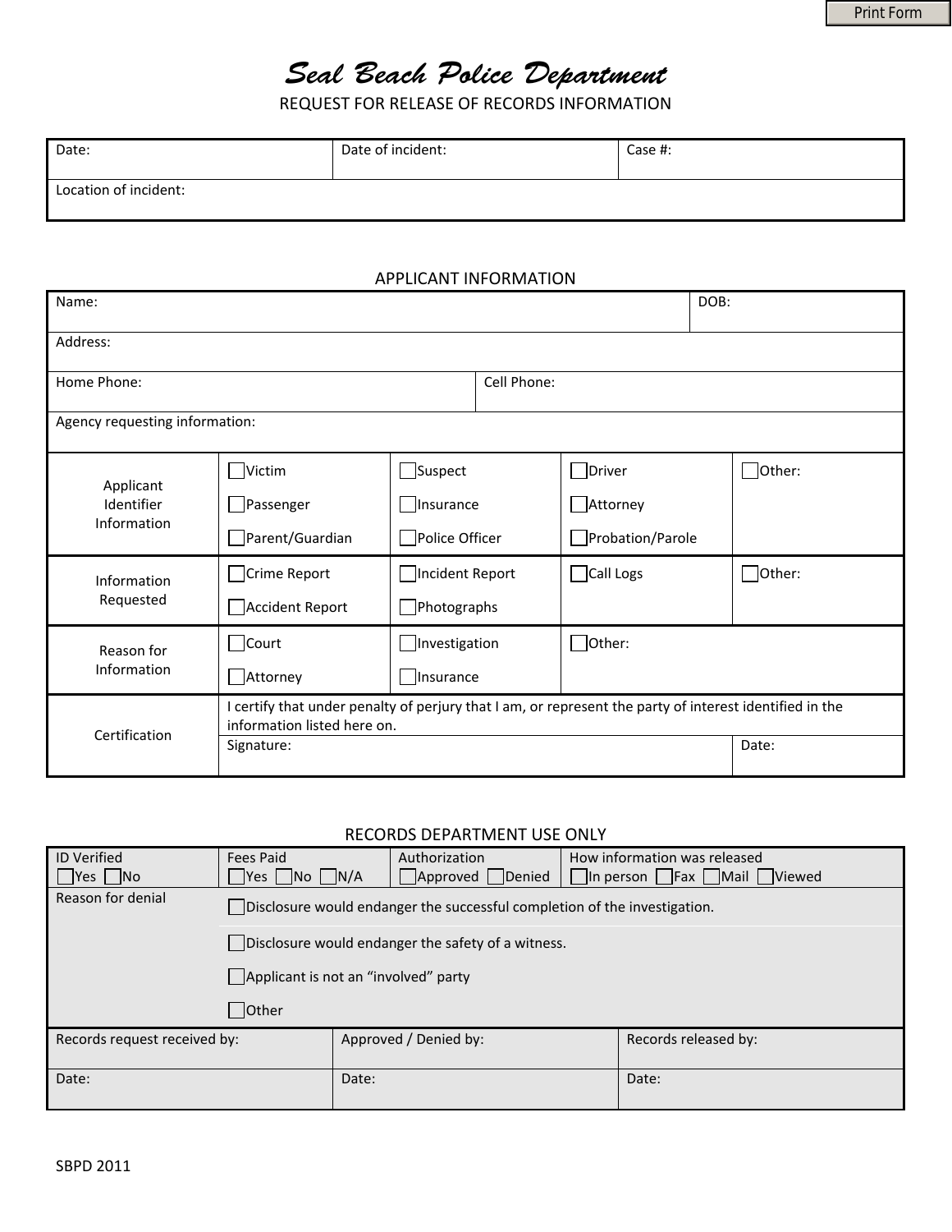# *Seal Beach Police Department*

REQUEST FOR RELEASE OF RECORDS INFORMATION

| Date: | Date of incident: | Case #: |
|---|---|---|
| Location of incident: | | |

## APPLICANT INFORMATION

| Name: | | | | DOB: |
|---|---|---|---|---|
| Address: | | | | |
| Home Phone: | | Cell Phone: | | |
| Agency requesting information: | | | | |
| Applicant Identifier Information | ☐Victim<br>☐Passenger<br>☐Parent/Guardian | ☐Suspect<br>☐Insurance<br>☐Police Officer | ☐Driver<br>☐Attorney<br>☐Probation/Parole | ☐Other: |
| Information Requested | ☐Crime Report<br>☐Accident Report | ☐Incident Report<br>☐Photographs | ☐Call Logs | ☐Other: |
| Reason for Information | ☐Court<br>☐Attorney | ☐Investigation<br>☐Insurance | ☐Other: | |
| Certification | I certify that under penalty of perjury that I am, or represent the party of interest identified in the information listed here on. | | | |
| | Signature: | | | Date: |

## RECORDS DEPARTMENT USE ONLY

| ID Verified<br>☐Yes ☐No | Fees Paid<br>☐Yes ☐No ☐N/A | Authorization<br>☐Approved ☐Denied | How information was released<br>☐In person ☐Fax ☐Mail ☐Viewed |
|---|---|---|---|
| Reason for denial | ☐Disclosure would endanger the successful completion of the investigation. | | |
| | ☐Disclosure would endanger the safety of a witness. | | |
| | ☐Applicant is not an "involved" party | | |
| | ☐Other | | |

| Records request received by: | Approved / Denied by: | Records released by: |
|---|---|---|
| Date: | Date: | Date: |

SBPD 2011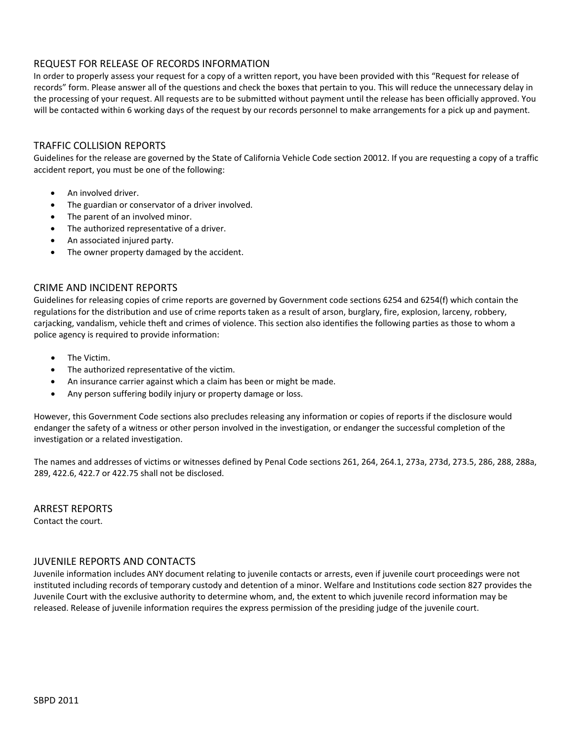## REQUEST FOR RELEASE OF RECORDS INFORMATION

In order to properly assess your request for a copy of a written report, you have been provided with this "Request for release of records" form. Please answer all of the questions and check the boxes that pertain to you. This will reduce the unnecessary delay in the processing of your request. All requests are to be submitted without payment until the release has been officially approved. You will be contacted within 6 working days of the request by our records personnel to make arrangements for a pick up and payment.

## TRAFFIC COLLISION REPORTS

Guidelines for the release are governed by the State of California Vehicle Code section 20012. If you are requesting a copy of a traffic accident report, you must be one of the following:

- An involved driver.
- The guardian or conservator of a driver involved.
- The parent of an involved minor.
- The authorized representative of a driver.
- An associated injured party.
- The owner property damaged by the accident.

## CRIME AND INCIDENT REPORTS

Guidelines for releasing copies of crime reports are governed by Government code sections 6254 and 6254(f) which contain the regulations for the distribution and use of crime reports taken as a result of arson, burglary, fire, explosion, larceny, robbery, carjacking, vandalism, vehicle theft and crimes of violence. This section also identifies the following parties as those to whom a police agency is required to provide information:

- The Victim.
- The authorized representative of the victim.
- An insurance carrier against which a claim has been or might be made.
- Any person suffering bodily injury or property damage or loss.

However, this Government Code sections also precludes releasing any information or copies of reports if the disclosure would endanger the safety of a witness or other person involved in the investigation, or endanger the successful completion of the investigation or a related investigation.

The names and addresses of victims or witnesses defined by Penal Code sections 261, 264, 264.1, 273a, 273d, 273.5, 286, 288, 288a, 289, 422.6, 422.7 or 422.75 shall not be disclosed.

## ARREST REPORTS

Contact the court.

## JUVENILE REPORTS AND CONTACTS

Juvenile information includes ANY document relating to juvenile contacts or arrests, even if juvenile court proceedings were not instituted including records of temporary custody and detention of a minor. Welfare and Institutions code section 827 provides the Juvenile Court with the exclusive authority to determine whom, and, the extent to which juvenile record information may be released. Release of juvenile information requires the express permission of the presiding judge of the juvenile court.

SBPD 2011